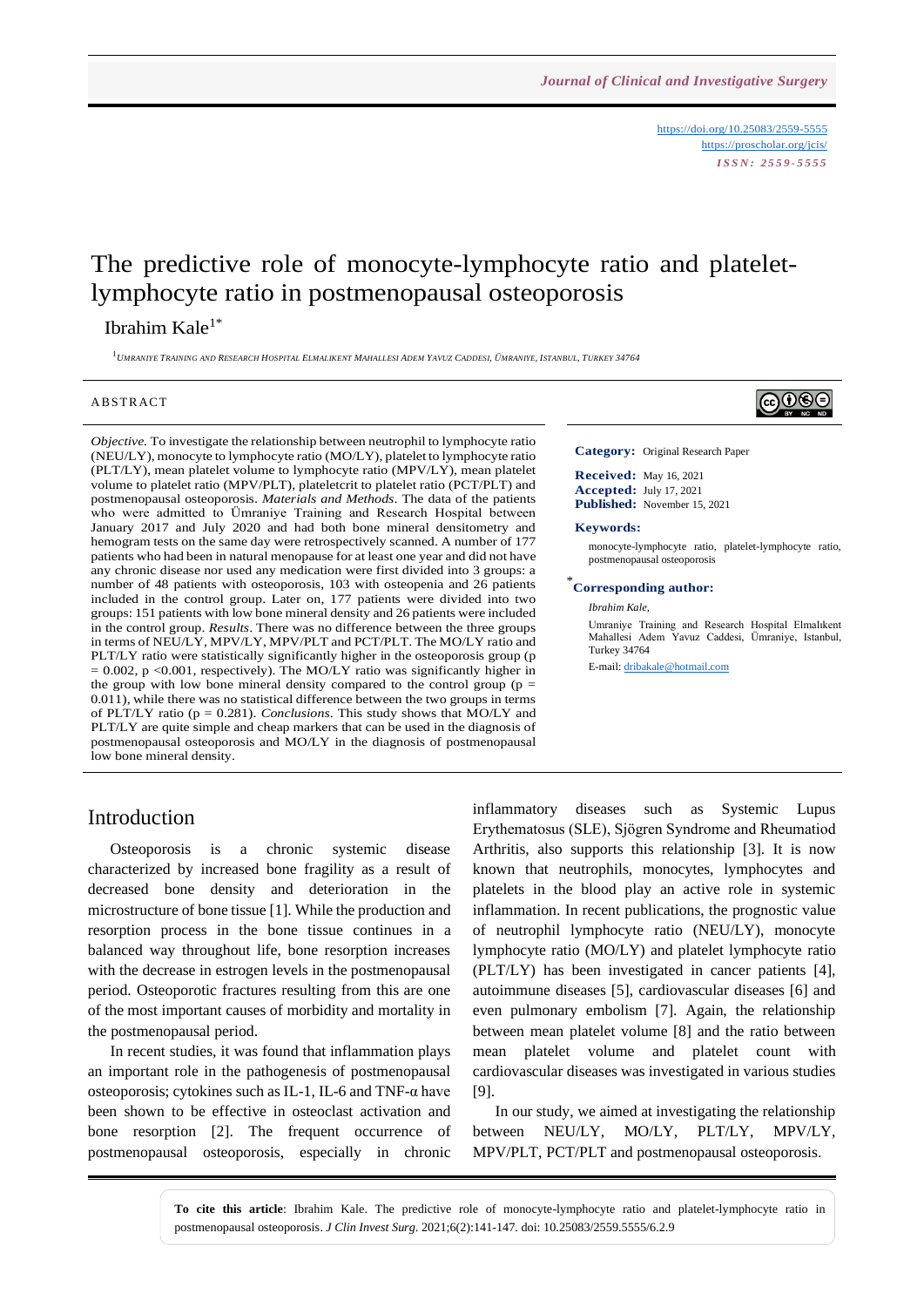https://doi.org/10.25083/2559-5555
https://proscholar.org/jcis/
*ISSN: 2559-5555*

# The predictive role of monocyte-lymphocyte ratio and platelet-lymphocyte ratio in postmenopausal osteoporosis

Ibrahim Kale[1*]

[1] Umraniye Training and Research Hospital Elmalikent Mahallesi Adem Yavuz Caddesi, Ümraniye, Istanbul, Turkey 34764

## ABSTRACT

*Objective.* To investigate the relationship between neutrophil to lymphocyte ratio (NEU/LY), monocyte to lymphocyte ratio (MO/LY), platelet to lymphocyte ratio (PLT/LY), mean platelet volume to lymphocyte ratio (MPV/LY), mean platelet volume to platelet ratio (MPV/PLT), plateletcrit to platelet ratio (PCT/PLT) and postmenopausal osteoporosis. *Materials and Methods*. The data of the patients who were admitted to Ümraniye Training and Research Hospital between January 2017 and July 2020 and had both bone mineral densitometry and hemogram tests on the same day were retrospectively scanned. A number of 177 patients who had been in natural menopause for at least one year and did not have any chronic disease nor used any medication were first divided into 3 groups: a number of 48 patients with osteoporosis, 103 with osteopenia and 26 patients included in the control group. Later on, 177 patients were divided into two groups: 151 patients with low bone mineral density and 26 patients were included in the control group. *Results*. There was no difference between the three groups in terms of NEU/LY, MPV/LY, MPV/PLT and PCT/PLT. The MO/LY ratio and PLT/LY ratio were statistically significantly higher in the osteoporosis group ($p = 0.002$, $p < 0.001$, respectively). The MO/LY ratio was significantly higher in the group with low bone mineral density compared to the control group ($p = 0.011$), while there was no statistical difference between the two groups in terms of PLT/LY ratio ($p = 0.281$). *Conclusions*. This study shows that MO/LY and PLT/LY are quite simple and cheap markers that can be used in the diagnosis of postmenopausal osteoporosis and MO/LY in the diagnosis of postmenopausal low bone mineral density.

**Category:** Original Research Paper

**Received:** May 16, 2021
**Accepted:** July 17, 2021
**Published:** November 15, 2021

**Keywords:**

monocyte-lymphocyte ratio, platelet-lymphocyte ratio, postmenopausal osteoporosis

**[*]Corresponding author:**

*Ibrahim Kale,*

Umraniye Training and Research Hospital Elmalıkent Mahallesi Adem Yavuz Caddesi, Ümraniye, Istanbul, Turkey 34764

E-mail: dribakale@hotmail.com

## Introduction

Osteoporosis is a chronic systemic disease characterized by increased bone fragility as a result of decreased bone density and deterioration in the microstructure of bone tissue [1]. While the production and resorption process in the bone tissue continues in a balanced way throughout life, bone resorption increases with the decrease in estrogen levels in the postmenopausal period. Osteoporotic fractures resulting from this are one of the most important causes of morbidity and mortality in the postmenopausal period.

In recent studies, it was found that inflammation plays an important role in the pathogenesis of postmenopausal osteoporosis; cytokines such as IL-1, IL-6 and TNF-α have been shown to be effective in osteoclast activation and bone resorption [2]. The frequent occurrence of postmenopausal osteoporosis, especially in chronic inflammatory diseases such as Systemic Lupus Erythematosus (SLE), Sjögren Syndrome and Rheumatiod Arthritis, also supports this relationship [3]. It is now known that neutrophils, monocytes, lymphocytes and platelets in the blood play an active role in systemic inflammation. In recent publications, the prognostic value of neutrophil lymphocyte ratio (NEU/LY), monocyte lymphocyte ratio (MO/LY) and platelet lymphocyte ratio (PLT/LY) has been investigated in cancer patients [4], autoimmune diseases [5], cardiovascular diseases [6] and even pulmonary embolism [7]. Again, the relationship between mean platelet volume [8] and the ratio between mean platelet volume and platelet count with cardiovascular diseases was investigated in various studies [9].

In our study, we aimed at investigating the relationship between NEU/LY, MO/LY, PLT/LY, MPV/LY, MPV/PLT, PCT/PLT and postmenopausal osteoporosis.

**To cite this article**: Ibrahim Kale. The predictive role of monocyte-lymphocyte ratio and platelet-lymphocyte ratio in postmenopausal osteoporosis. *J Clin Invest Surg*. 2021;6(2):141-147. doi: 10.25083/2559.5555/6.2.9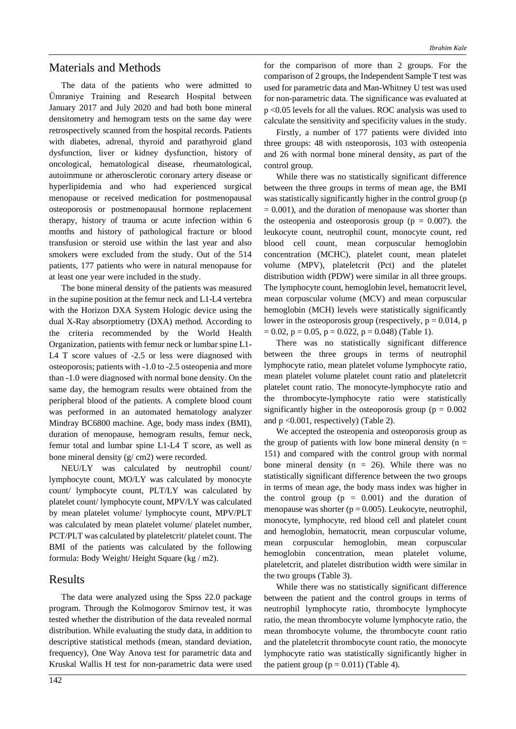## Materials and Methods

The data of the patients who were admitted to Ümraniye Training and Research Hospital between January 2017 and July 2020 and had both bone mineral densitometry and hemogram tests on the same day were retrospectively scanned from the hospital records. Patients with diabetes, adrenal, thyroid and parathyroid gland dysfunction, liver or kidney dysfunction, history of oncological, hematological disease, rheumatological, autoimmune or atherosclerotic coronary artery disease or hyperlipidemia and who had experienced surgical menopause or received medication for postmenopausal osteoporosis or postmenopausal hormone replacement therapy, history of trauma or acute infection within 6 months and history of pathological fracture or blood transfusion or steroid use within the last year and also smokers were excluded from the study. Out of the 514 patients, 177 patients who were in natural menopause for at least one year were included in the study.

The bone mineral density of the patients was measured in the supine position at the femur neck and L1-L4 vertebra with the Horizon DXA System Hologic device using the dual X-Ray absorptiometry (DXA) method. According to the criteria recommended by the World Health Organization, patients with femur neck or lumbar spine L1-L4 T score values of -2.5 or less were diagnosed with osteoporosis; patients with -1.0 to -2.5 osteopenia and more than -1.0 were diagnosed with normal bone density. On the same day, the hemogram results were obtained from the peripheral blood of the patients. A complete blood count was performed in an automated hematology analyzer Mindray BC6800 machine. Age, body mass index (BMI), duration of menopause, hemogram results, femur neck, femur total and lumbar spine L1-L4 T score, as well as bone mineral density (g/ cm2) were recorded.

NEU/LY was calculated by neutrophil count/ lymphocyte count, MO/LY was calculated by monocyte count/ lymphocyte count, PLT/LY was calculated by platelet count/ lymphocyte count, MPV/LY was calculated by mean platelet volume/ lymphocyte count, MPV/PLT was calculated by mean platelet volume/ platelet number, PCT/PLT was calculated by plateletcrit/ platelet count. The BMI of the patients was calculated by the following formula: Body Weight/ Height Square (kg / m2).

## Results

The data were analyzed using the Spss 22.0 package program. Through the Kolmogorov Smirnov test, it was tested whether the distribution of the data revealed normal distribution. While evaluating the study data, in addition to descriptive statistical methods (mean, standard deviation, frequency), One Way Anova test for parametric data and Kruskal Wallis H test for non-parametric data were used for the comparison of more than 2 groups. For the comparison of 2 groups, the Independent Sample T test was used for parametric data and Man-Whitney U test was used for non-parametric data. The significance was evaluated at $p < 0.05$ levels for all the values. ROC analysis was used to calculate the sensitivity and specificity values in the study.

Firstly, a number of 177 patients were divided into three groups: 48 with osteoporosis, 103 with osteopenia and 26 with normal bone mineral density, as part of the control group.

While there was no statistically significant difference between the three groups in terms of mean age, the BMI was statistically significantly higher in the control group ($p = 0.001$), and the duration of menopause was shorter than the osteopenia and osteoporosis group ($p = 0.007$). the leukocyte count, neutrophil count, monocyte count, red blood cell count, mean corpuscular hemoglobin concentration (MCHC), platelet count, mean platelet volume (MPV), plateletcrit (Pct) and the platelet distribution width (PDW) were similar in all three groups. The lymphocyte count, hemoglobin level, hematocrit level, mean corpuscular volume (MCV) and mean corpuscular hemoglobin (MCH) levels were statistically significantly lower in the osteoporosis group (respectively, $p = 0.014$, $p = 0.02$, $p = 0.05$, $p = 0.022$, $p = 0.048$) (Table 1).

There was no statistically significant difference between the three groups in terms of neutrophil lymphocyte ratio, mean platelet volume lymphocyte ratio, mean platelet volume platelet count ratio and plateletcrit platelet count ratio. The monocyte-lymphocyte ratio and the thrombocyte-lymphocyte ratio were statistically significantly higher in the osteoporosis group ($p = 0.002$ and $p < 0.001$, respectively) (Table 2).

We accepted the osteopenia and osteoporosis group as the group of patients with low bone mineral density ($n = 151$) and compared with the control group with normal bone mineral density ($n = 26$). While there was no statistically significant difference between the two groups in terms of mean age, the body mass index was higher in the control group ($p = 0.001$) and the duration of menopause was shorter ($p = 0.005$). Leukocyte, neutrophil, monocyte, lymphocyte, red blood cell and platelet count and hemoglobin, hematocrit, mean corpuscular volume, mean corpuscular hemoglobin, mean corpuscular hemoglobin concentration, mean platelet volume, plateletcrit, and platelet distribution width were similar in the two groups (Table 3).

While there was no statistically significant difference between the patient and the control groups in terms of neutrophil lymphocyte ratio, thrombocyte lymphocyte ratio, the mean thrombocyte volume lymphocyte ratio, the mean thrombocyte volume, the thrombocyte count ratio and the plateletcrit thrombocyte count ratio, the monocyte lymphocyte ratio was statistically significantly higher in the patient group ($p = 0.011$) (Table 4).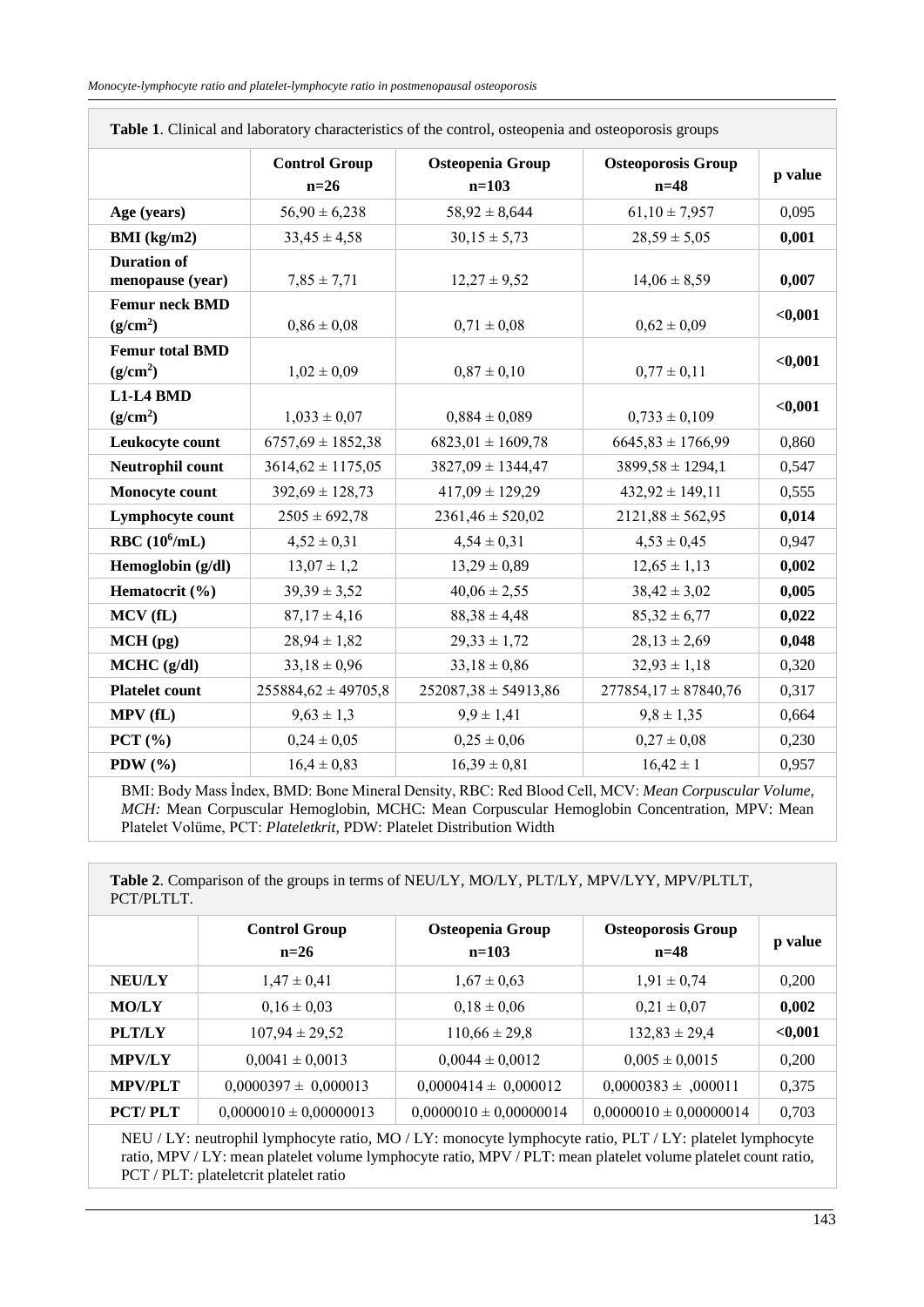**Table 1**. Clinical and laboratory characteristics of the control, osteopenia and osteoporosis groups

| | **Control Group n=26** | **Osteopenia Group n=103** | **Osteoporosis Group n=48** | **p value** |
|---|---|---|---|---|
| **Age (years)** | 56,90 ± 6,238 | 58,92 ± 8,644 | 61,10 ± 7,957 | 0,095 |
| **BMI (kg/m2)** | 33,45 ± 4,58 | 30,15 ± 5,73 | 28,59 ± 5,05 | **0,001** |
| **Duration of menopause (year)** | 7,85 ± 7,71 | 12,27 ± 9,52 | 14,06 ± 8,59 | **0,007** |
| **Femur neck BMD ($g/cm^2$)** | 0,86 ± 0,08 | 0,71 ± 0,08 | 0,62 ± 0,09 | **<0,001** |
| **Femur total BMD ($g/cm^2$)** | 1,02 ± 0,09 | 0,87 ± 0,10 | 0,77 ± 0,11 | **<0,001** |
| **L1-L4 BMD ($g/cm^2$)** | 1,033 ± 0,07 | 0,884 ± 0,089 | 0,733 ± 0,109 | **<0,001** |
| **Leukocyte count** | 6757,69 ± 1852,38 | 6823,01 ± 1609,78 | 6645,83 ± 1766,99 | 0,860 |
| **Neutrophil count** | 3614,62 ± 1175,05 | 3827,09 ± 1344,47 | 3899,58 ± 1294,1 | 0,547 |
| **Monocyte count** | 392,69 ± 128,73 | 417,09 ± 129,29 | 432,92 ± 149,11 | 0,555 |
| **Lymphocyte count** | 2505 ± 692,78 | 2361,46 ± 520,02 | 2121,88 ± 562,95 | **0,014** |
| **RBC ($10^6$/mL)** | 4,52 ± 0,31 | 4,54 ± 0,31 | 4,53 ± 0,45 | 0,947 |
| **Hemoglobin (g/dl)** | 13,07 ± 1,2 | 13,29 ± 0,89 | 12,65 ± 1,13 | **0,002** |
| **Hematocrit (%)** | 39,39 ± 3,52 | 40,06 ± 2,55 | 38,42 ± 3,02 | **0,005** |
| **MCV (fL)** | 87,17 ± 4,16 | 88,38 ± 4,48 | 85,32 ± 6,77 | **0,022** |
| **MCH (pg)** | 28,94 ± 1,82 | 29,33 ± 1,72 | 28,13 ± 2,69 | **0,048** |
| **MCHC (g/dl)** | 33,18 ± 0,96 | 33,18 ± 0,86 | 32,93 ± 1,18 | 0,320 |
| **Platelet count** | 255884,62 ± 49705,8 | 252087,38 ± 54913,86 | 277854,17 ± 87840,76 | 0,317 |
| **MPV (fL)** | 9,63 ± 1,3 | 9,9 ± 1,41 | 9,8 ± 1,35 | 0,664 |
| **PCT (%)** | 0,24 ± 0,05 | 0,25 ± 0,06 | 0,27 ± 0,08 | 0,230 |
| **PDW (%)** | 16,4 ± 0,83 | 16,39 ± 0,81 | 16,42 ± 1 | 0,957 |

BMI: Body Mass İndex, BMD: Bone Mineral Density, RBC: Red Blood Cell, MCV: *Mean Corpuscular Volume, MCH:* Mean Corpuscular Hemoglobin, MCHC: Mean Corpuscular Hemoglobin Concentration, MPV: Mean Platelet Volüme, PCT: *Plateletkrit*, PDW: Platelet Distribution Width

**Table 2**. Comparison of the groups in terms of NEU/LY, MO/LY, PLT/LY, MPV/LYY, MPV/PLTLT, PCT/PLTLT.

| | **Control Group n=26** | **Osteopenia Group n=103** | **Osteoporosis Group n=48** | **p value** |
|---|---|---|---|---|
| **NEU/LY** | 1,47 ± 0,41 | 1,67 ± 0,63 | 1,91 ± 0,74 | 0,200 |
| **MO/LY** | 0,16 ± 0,03 | 0,18 ± 0,06 | 0,21 ± 0,07 | **0,002** |
| **PLT/LY** | 107,94 ± 29,52 | 110,66 ± 29,8 | 132,83 ± 29,4 | **<0,001** |
| **MPV/LY** | 0,0041 ± 0,0013 | 0,0044 ± 0,0012 | 0,005 ± 0,0015 | 0,200 |
| **MPV/PLT** | 0,0000397 ± 0,000013 | 0,0000414 ± 0,000012 | 0,0000383 ± ,000011 | 0,375 |
| **PCT/ PLT** | 0,0000010 ± 0,00000013 | 0,0000010 ± 0,00000014 | 0,0000010 ± 0,00000014 | 0,703 |

NEU / LY: neutrophil lymphocyte ratio, MO / LY: monocyte lymphocyte ratio, PLT / LY: platelet lymphocyte ratio, MPV / LY: mean platelet volume lymphocyte ratio, MPV / PLT: mean platelet volume platelet count ratio, PCT / PLT: plateletcrit platelet ratio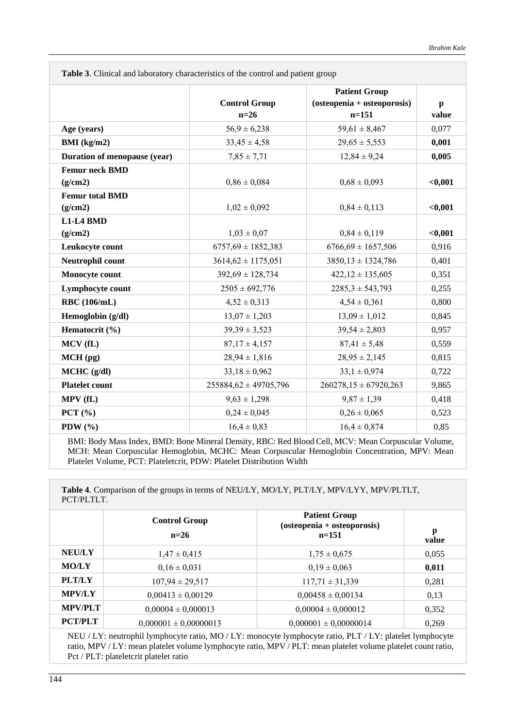**Table 3**. Clinical and laboratory characteristics of the control and patient group

| | Control Group n=26 | Patient Group (osteopenia + osteoporosis) n=151 | p value |
|---|---|---|---|
| **Age (years)** | 56,9 ± 6,238 | 59,61 ± 8,467 | 0,077 |
| **BMI (kg/m2)** | 33,45 ± 4,58 | 29,65 ± 5,553 | **0,001** |
| **Duration of menopause (year)** | 7,85 ± 7,71 | 12,84 ± 9,24 | **0,005** |
| **Femur neck BMD (g/cm2)** | 0,86 ± 0,084 | 0,68 ± 0,093 | **<0,001** |
| **Femur total BMD (g/cm2)** | 1,02 ± 0,092 | 0,84 ± 0,113 | **<0,001** |
| **L1-L4 BMD (g/cm2)** | 1,03 ± 0,07 | 0,84 ± 0,119 | **<0,001** |
| **Leukocyte count** | 6757,69 ± 1852,383 | 6766,69 ± 1657,506 | 0,916 |
| **Neutrophil count** | 3614,62 ± 1175,051 | 3850,13 ± 1324,786 | 0,401 |
| **Monocyte count** | 392,69 ± 128,734 | 422,12 ± 135,605 | 0,351 |
| **Lymphocyte count** | 2505 ± 692,776 | 2285,3 ± 543,793 | 0,255 |
| **RBC (106/mL)** | 4,52 ± 0,313 | 4,54 ± 0,361 | 0,800 |
| **Hemoglobin (g/dl)** | 13,07 ± 1,203 | 13,09 ± 1,012 | 0,845 |
| **Hematocrit (%)** | 39,39 ± 3,523 | 39,54 ± 2,803 | 0,957 |
| **MCV (fL)** | 87,17 ± 4,157 | 87,41 ± 5,48 | 0,559 |
| **MCH (pg)** | 28,94 ± 1,816 | 28,95 ± 2,145 | 0,815 |
| **MCHC (g/dl)** | 33,18 ± 0,962 | 33,1 ± 0,974 | 0,722 |
| **Platelet count** | 255884,62 ± 49705,796 | 260278,15 ± 67920,263 | 9,865 |
| **MPV (fL)** | 9,63 ± 1,298 | 9,87 ± 1,39 | 0,418 |
| **PCT (%)** | 0,24 ± 0,045 | 0,26 ± 0,065 | 0,523 |
| **PDW (%)** | 16,4 ± 0,83 | 16,4 ± 0,874 | 0,85 |

BMI: Body Mass Index, BMD: Bone Mineral Density, RBC: Red Blood Cell, MCV: Mean Corpuscular Volume, MCH: Mean Corpuscular Hemoglobin, MCHC: Mean Corpuscular Hemoglobin Concentration, MPV: Mean Platelet Volume, PCT: Plateletcrit, PDW: Platelet Distribution Width

**Table 4**. Comparison of the groups in terms of NEU/LY, MO/LY, PLT/LY, MPV/LYY, MPV/PLTLT, PCT/PLTLT.

| | Control Group n=26 | Patient Group (osteopenia + osteoporosis) n=151 | p value |
|---|---|---|---|
| **NEU/LY** | 1,47 ± 0,415 | 1,75 ± 0,675 | 0,055 |
| **MO/LY** | 0,16 ± 0,031 | 0,19 ± 0,063 | **0,011** |
| **PLT/LY** | 107,94 ± 29,517 | 117,71 ± 31,339 | 0,281 |
| **MPV/LY** | 0,00413 ± 0,00129 | 0,00458 ± 0,00134 | 0,13 |
| **MPV/PLT** | 0,00004 ± 0,000013 | 0,00004 ± 0,000012 | 0,352 |
| **PCT/PLT** | 0,000001 ± 0,00000013 | 0,000001 ± 0,00000014 | 0,269 |

NEU / LY: neutrophil lymphocyte ratio, MO / LY: monocyte lymphocyte ratio, PLT / LY: platelet lymphocyte ratio, MPV / LY: mean platelet volume lymphocyte ratio, MPV / PLT: mean platelet volume platelet count ratio, Pct / PLT: plateletcrit platelet ratio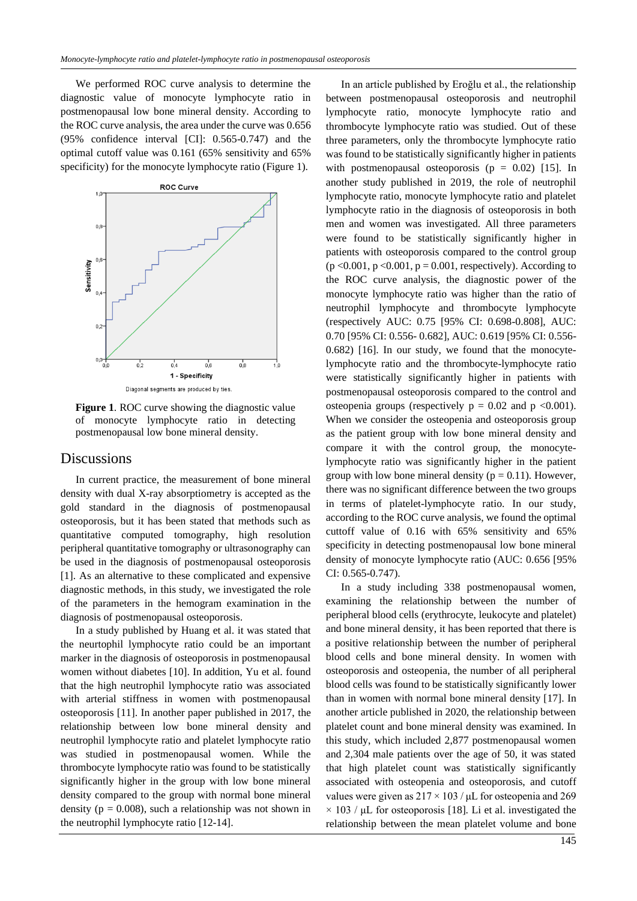We performed ROC curve analysis to determine the diagnostic value of monocyte lymphocyte ratio in postmenopausal low bone mineral density. According to the ROC curve analysis, the area under the curve was 0.656 (95% confidence interval [CI]: 0.565-0.747) and the optimal cutoff value was 0.161 (65% sensitivity and 65% specificity) for the monocyte lymphocyte ratio (Figure 1).

**Figure 1**. ROC curve showing the diagnostic value of monocyte lymphocyte ratio in detecting postmenopausal low bone mineral density.

## Discussions

In current practice, the measurement of bone mineral density with dual X-ray absorptiometry is accepted as the gold standard in the diagnosis of postmenopausal osteoporosis, but it has been stated that methods such as quantitative computed tomography, high resolution peripheral quantitative tomography or ultrasonography can be used in the diagnosis of postmenopausal osteoporosis [1]. As an alternative to these complicated and expensive diagnostic methods, in this study, we investigated the role of the parameters in the hemogram examination in the diagnosis of postmenopausal osteoporosis.

In a study published by Huang et al. it was stated that the neurtophil lymphocyte ratio could be an important marker in the diagnosis of osteoporosis in postmenopausal women without diabetes [10]. In addition, Yu et al. found that the high neutrophil lymphocyte ratio was associated with arterial stiffness in women with postmenopausal osteoporosis [11]. In another paper published in 2017, the relationship between low bone mineral density and neutrophil lymphocyte ratio and platelet lymphocyte ratio was studied in postmenopausal women. While the thrombocyte lymphocyte ratio was found to be statistically significantly higher in the group with low bone mineral density compared to the group with normal bone mineral density ($p = 0.008$), such a relationship was not shown in the neutrophil lymphocyte ratio [12-14].

In an article published by Eroğlu et al., the relationship between postmenopausal osteoporosis and neutrophil lymphocyte ratio, monocyte lymphocyte ratio and thrombocyte lymphocyte ratio was studied. Out of these three parameters, only the thrombocyte lymphocyte ratio was found to be statistically significantly higher in patients with postmenopausal osteoporosis ($p = 0.02$) [15]. In another study published in 2019, the role of neutrophil lymphocyte ratio, monocyte lymphocyte ratio and platelet lymphocyte ratio in the diagnosis of osteoporosis in both men and women was investigated. All three parameters were found to be statistically significantly higher in patients with osteoporosis compared to the control group ($p < 0.001$, $p < 0.001$, $p = 0.001$, respectively). According to the ROC curve analysis, the diagnostic power of the monocyte lymphocyte ratio was higher than the ratio of neutrophil lymphocyte and thrombocyte lymphocyte (respectively AUC: 0.75 [95% CI: 0.698-0.808], AUC: 0.70 [95% CI: 0.556- 0.682], AUC: 0.619 [95% CI: 0.556-0.682) [16]. In our study, we found that the monocyte-lymphocyte ratio and the thrombocyte-lymphocyte ratio were statistically significantly higher in patients with postmenopausal osteoporosis compared to the control and osteopenia groups (respectively $p = 0.02$ and $p < 0.001$). When we consider the osteopenia and osteoporosis group as the patient group with low bone mineral density and compare it with the control group, the monocyte-lymphocyte ratio was significantly higher in the patient group with low bone mineral density ($p = 0.11$). However, there was no significant difference between the two groups in terms of platelet-lymphocyte ratio. In our study, according to the ROC curve analysis, we found the optimal cuttoff value of 0.16 with 65% sensitivity and 65% specificity in detecting postmenopausal low bone mineral density of monocyte lymphocyte ratio (AUC: 0.656 [95% CI: 0.565-0.747).

In a study including 338 postmenopausal women, examining the relationship between the number of peripheral blood cells (erythrocyte, leukocyte and platelet) and bone mineral density, it has been reported that there is a positive relationship between the number of peripheral blood cells and bone mineral density. In women with osteoporosis and osteopenia, the number of all peripheral blood cells was found to be statistically significantly lower than in women with normal bone mineral density [17]. In another article published in 2020, the relationship between platelet count and bone mineral density was examined. In this study, which included 2,877 postmenopausal women and 2,304 male patients over the age of 50, it was stated that high platelet count was statistically significantly associated with osteopenia and osteoporosis, and cutoff values were given as $217 \times 103$ / μL for osteopenia and 269 $\times 103$ / μL for osteoporosis [18]. Li et al. investigated the relationship between the mean platelet volume and bone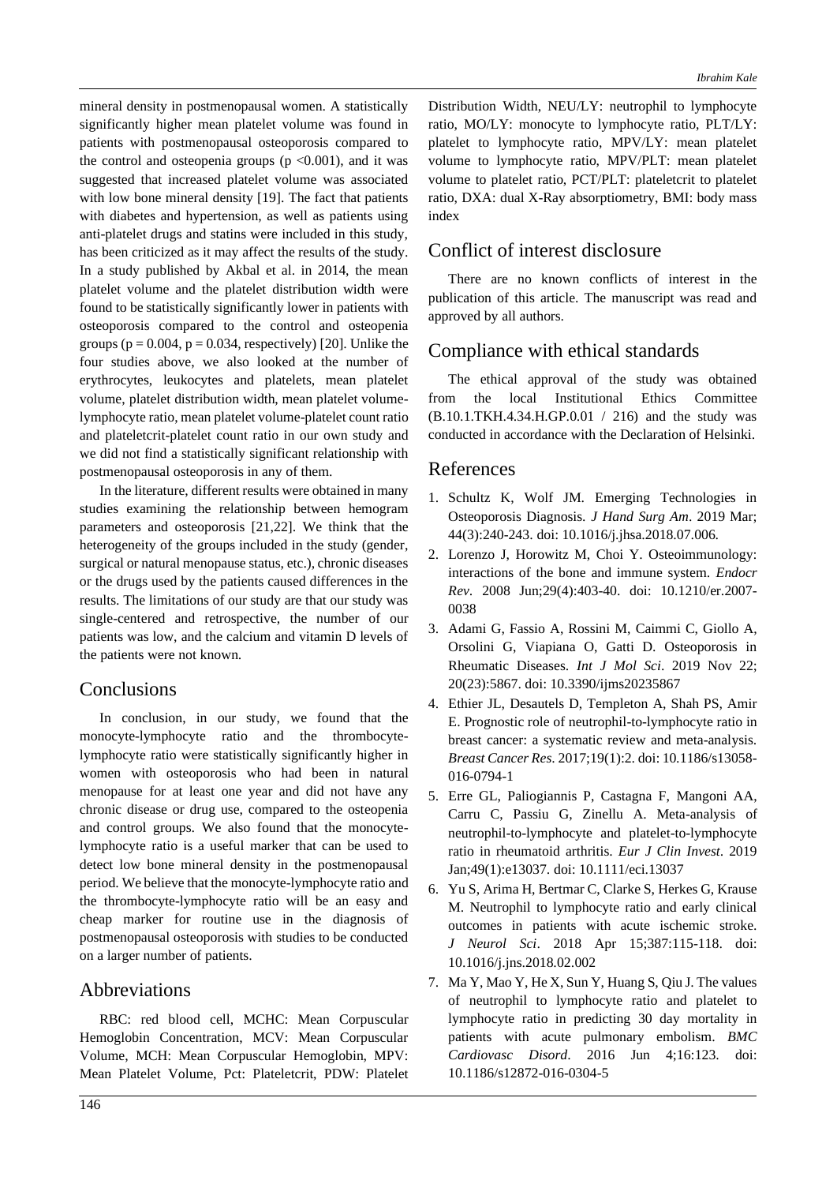mineral density in postmenopausal women. A statistically significantly higher mean platelet volume was found in patients with postmenopausal osteoporosis compared to the control and osteopenia groups ($p < 0.001$), and it was suggested that increased platelet volume was associated with low bone mineral density [19]. The fact that patients with diabetes and hypertension, as well as patients using anti-platelet drugs and statins were included in this study, has been criticized as it may affect the results of the study. In a study published by Akbal et al. in 2014, the mean platelet volume and the platelet distribution width were found to be statistically significantly lower in patients with osteoporosis compared to the control and osteopenia groups ($p = 0.004$, $p = 0.034$, respectively) [20]. Unlike the four studies above, we also looked at the number of erythrocytes, leukocytes and platelets, mean platelet volume, platelet distribution width, mean platelet volume-lymphocyte ratio, mean platelet volume-platelet count ratio and plateletcrit-platelet count ratio in our own study and we did not find a statistically significant relationship with postmenopausal osteoporosis in any of them.

In the literature, different results were obtained in many studies examining the relationship between hemogram parameters and osteoporosis [21,22]. We think that the heterogeneity of the groups included in the study (gender, surgical or natural menopause status, etc.), chronic diseases or the drugs used by the patients caused differences in the results. The limitations of our study are that our study was single-centered and retrospective, the number of our patients was low, and the calcium and vitamin D levels of the patients were not known.

## Conclusions

In conclusion, in our study, we found that the monocyte-lymphocyte ratio and the thrombocyte-lymphocyte ratio were statistically significantly higher in women with osteoporosis who had been in natural menopause for at least one year and did not have any chronic disease or drug use, compared to the osteopenia and control groups. We also found that the monocyte-lymphocyte ratio is a useful marker that can be used to detect low bone mineral density in the postmenopausal period. We believe that the monocyte-lymphocyte ratio and the thrombocyte-lymphocyte ratio will be an easy and cheap marker for routine use in the diagnosis of postmenopausal osteoporosis with studies to be conducted on a larger number of patients.

## Abbreviations

RBC: red blood cell, MCHC: Mean Corpuscular Hemoglobin Concentration, MCV: Mean Corpuscular Volume, MCH: Mean Corpuscular Hemoglobin, MPV: Mean Platelet Volume, Pct: Plateletcrit, PDW: Platelet Distribution Width, NEU/LY: neutrophil to lymphocyte ratio, MO/LY: monocyte to lymphocyte ratio, PLT/LY: platelet to lymphocyte ratio, MPV/LY: mean platelet volume to lymphocyte ratio, MPV/PLT: mean platelet volume to platelet ratio, PCT/PLT: plateletcrit to platelet ratio, DXA: dual X-Ray absorptiometry, BMI: body mass index

## Conflict of interest disclosure

There are no known conflicts of interest in the publication of this article. The manuscript was read and approved by all authors.

## Compliance with ethical standards

The ethical approval of the study was obtained from the local Institutional Ethics Committee (B.10.1.TKH.4.34.H.GP.0.01 / 216) and the study was conducted in accordance with the Declaration of Helsinki.

## References

1. Schultz K, Wolf JM. Emerging Technologies in Osteoporosis Diagnosis. *J Hand Surg Am*. 2019 Mar; 44(3):240-243. doi: 10.1016/j.jhsa.2018.07.006.
2. Lorenzo J, Horowitz M, Choi Y. Osteoimmunology: interactions of the bone and immune system. *Endocr Rev*. 2008 Jun;29(4):403-40. doi: 10.1210/er.2007-0038
3. Adami G, Fassio A, Rossini M, Caimmi C, Giollo A, Orsolini G, Viapiana O, Gatti D. Osteoporosis in Rheumatic Diseases. *Int J Mol Sci*. 2019 Nov 22; 20(23):5867. doi: 10.3390/ijms20235867
4. Ethier JL, Desautels D, Templeton A, Shah PS, Amir E. Prognostic role of neutrophil-to-lymphocyte ratio in breast cancer: a systematic review and meta-analysis. *Breast Cancer Res*. 2017;19(1):2. doi: 10.1186/s13058-016-0794-1
5. Erre GL, Paliogiannis P, Castagna F, Mangoni AA, Carru C, Passiu G, Zinellu A. Meta-analysis of neutrophil-to-lymphocyte and platelet-to-lymphocyte ratio in rheumatoid arthritis. *Eur J Clin Invest*. 2019 Jan;49(1):e13037. doi: 10.1111/eci.13037
6. Yu S, Arima H, Bertmar C, Clarke S, Herkes G, Krause M. Neutrophil to lymphocyte ratio and early clinical outcomes in patients with acute ischemic stroke. *J Neurol Sci*. 2018 Apr 15;387:115-118. doi: 10.1016/j.jns.2018.02.002
7. Ma Y, Mao Y, He X, Sun Y, Huang S, Qiu J. The values of neutrophil to lymphocyte ratio and platelet to lymphocyte ratio in predicting 30 day mortality in patients with acute pulmonary embolism. *BMC Cardiovasc Disord*. 2016 Jun 4;16:123. doi: 10.1186/s12872-016-0304-5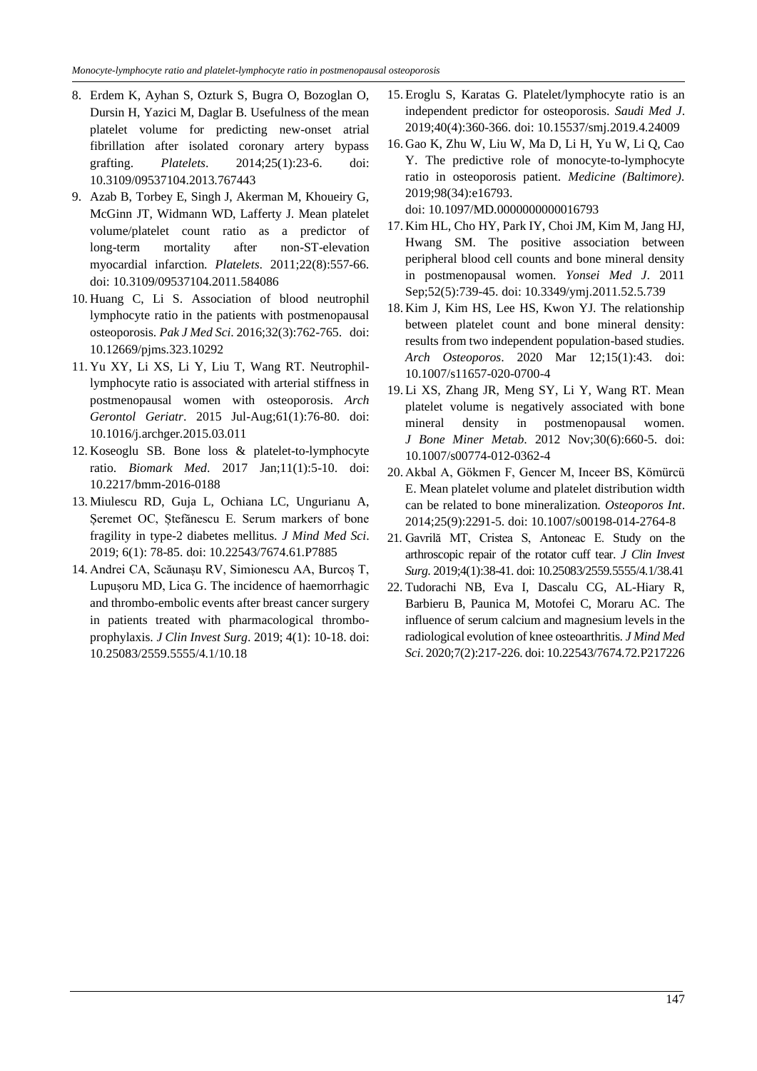8. Erdem K, Ayhan S, Ozturk S, Bugra O, Bozoglan O, Dursin H, Yazici M, Daglar B. Usefulness of the mean platelet volume for predicting new-onset atrial fibrillation after isolated coronary artery bypass grafting. *Platelets*. 2014;25(1):23-6. doi: 10.3109/09537104.2013.767443
9. Azab B, Torbey E, Singh J, Akerman M, Khoueiry G, McGinn JT, Widmann WD, Lafferty J. Mean platelet volume/platelet count ratio as a predictor of long-term mortality after non-ST-elevation myocardial infarction. *Platelets*. 2011;22(8):557-66. doi: 10.3109/09537104.2011.584086
10. Huang C, Li S. Association of blood neutrophil lymphocyte ratio in the patients with postmenopausal osteoporosis. *Pak J Med Sci*. 2016;32(3):762-765. doi: 10.12669/pjms.323.10292
11. Yu XY, Li XS, Li Y, Liu T, Wang RT. Neutrophil-lymphocyte ratio is associated with arterial stiffness in postmenopausal women with osteoporosis. *Arch Gerontol Geriatr*. 2015 Jul-Aug;61(1):76-80. doi: 10.1016/j.archger.2015.03.011
12. Koseoglu SB. Bone loss & platelet-to-lymphocyte ratio. *Biomark Med*. 2017 Jan;11(1):5-10. doi: 10.2217/bmm-2016-0188
13. Miulescu RD, Guja L, Ochiana LC, Ungurianu A, Șeremet OC, Ștefănescu E. Serum markers of bone fragility in type-2 diabetes mellitus. *J Mind Med Sci*. 2019; 6(1): 78-85. doi: 10.22543/7674.61.P7885
14. Andrei CA, Scăunașu RV, Simionescu AA, Burcoș T, Lupușoru MD, Lica G. The incidence of haemorrhagic and thrombo-embolic events after breast cancer surgery in patients treated with pharmacological thrombo-prophylaxis. *J Clin Invest Surg*. 2019; 4(1): 10-18. doi: 10.25083/2559.5555/4.1/10.18
15. Eroglu S, Karatas G. Platelet/lymphocyte ratio is an independent predictor for osteoporosis. *Saudi Med J*. 2019;40(4):360-366. doi: 10.15537/smj.2019.4.24009
16. Gao K, Zhu W, Liu W, Ma D, Li H, Yu W, Li Q, Cao Y. The predictive role of monocyte-to-lymphocyte ratio in osteoporosis patient. *Medicine (Baltimore)*. 2019;98(34):e16793. doi: 10.1097/MD.0000000000016793
17. Kim HL, Cho HY, Park IY, Choi JM, Kim M, Jang HJ, Hwang SM. The positive association between peripheral blood cell counts and bone mineral density in postmenopausal women. *Yonsei Med J*. 2011 Sep;52(5):739-45. doi: 10.3349/ymj.2011.52.5.739
18. Kim J, Kim HS, Lee HS, Kwon YJ. The relationship between platelet count and bone mineral density: results from two independent population-based studies. *Arch Osteoporos*. 2020 Mar 12;15(1):43. doi: 10.1007/s11657-020-0700-4
19. Li XS, Zhang JR, Meng SY, Li Y, Wang RT. Mean platelet volume is negatively associated with bone mineral density in postmenopausal women. *J Bone Miner Metab*. 2012 Nov;30(6):660-5. doi: 10.1007/s00774-012-0362-4
20. Akbal A, Gökmen F, Gencer M, Inceer BS, Kömürcü E. Mean platelet volume and platelet distribution width can be related to bone mineralization. *Osteoporos Int*. 2014;25(9):2291-5. doi: 10.1007/s00198-014-2764-8
21. Gavrilă MT, Cristea S, Antoneac E. Study on the arthroscopic repair of the rotator cuff tear. *J Clin Invest Surg*. 2019;4(1):38-41. doi: 10.25083/2559.5555/4.1/38.41
22. Tudorachi NB, Eva I, Dascalu CG, AL-Hiary R, Barbieru B, Paunica M, Motofei C, Moraru AC. The influence of serum calcium and magnesium levels in the radiological evolution of knee osteoarthritis. *J Mind Med Sci*. 2020;7(2):217-226. doi: 10.22543/7674.72.P217226